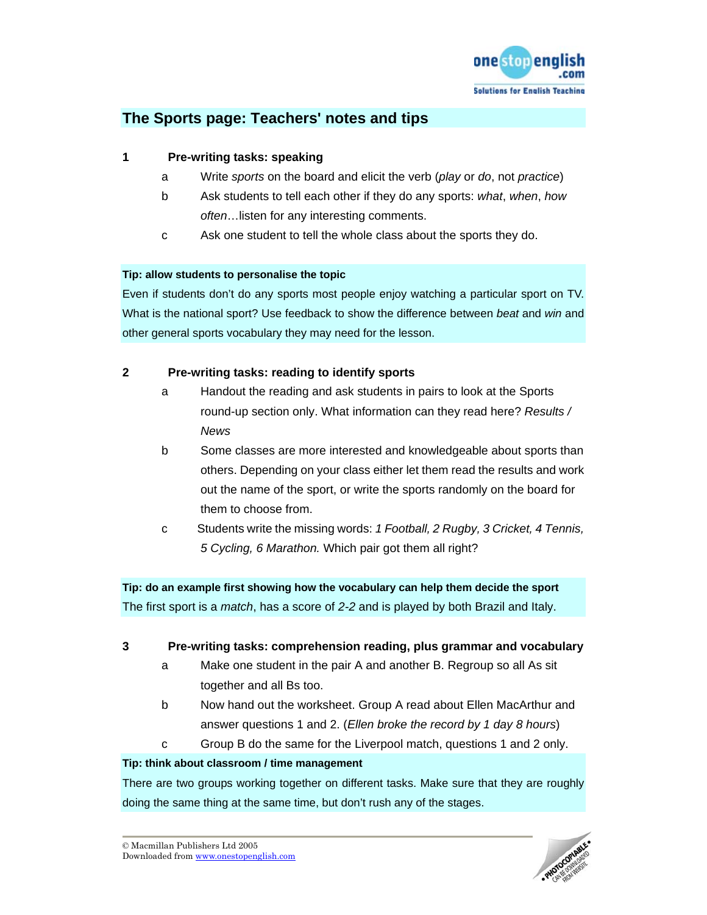## The Sports page: Teachers' notes and tips

### 1 Pre-writing tasks: speaking

a. Write *sports* on the board and elicit the verb (*play* or *do*, not *practice*)

b. Ask students to tell each other if they do any sports: *what*, *when*, *how often*…listen for any interesting comments.

c. Ask one student to tell the whole class about the sports they do.

**Tip: allow students to personalise the topic**

Even if students don't do any sports most people enjoy watching a particular sport on TV. What is the national sport? Use feedback to show the difference between *beat* and *win* and other general sports vocabulary they may need for the lesson.

### 2 Pre-writing tasks: reading to identify sports

a. Handout the reading and ask students in pairs to look at the Sports round-up section only. What information can they read here? *Results / News*

b. Some classes are more interested and knowledgeable about sports than others. Depending on your class either let them read the results and work out the name of the sport, or write the sports randomly on the board for them to choose from.

c. Students write the missing words: *1 Football, 2 Rugby, 3 Cricket, 4 Tennis, 5 Cycling, 6 Marathon.* Which pair got them all right?

**Tip: do an example first showing how the vocabulary can help them decide the sport**

The first sport is a *match*, has a score of *2-2* and is played by both Brazil and Italy.

### 3 Pre-writing tasks: comprehension reading, plus grammar and vocabulary

a. Make one student in the pair A and another B. Regroup so all As sit together and all Bs too.

b. Now hand out the worksheet. Group A read about Ellen MacArthur and answer questions 1 and 2. (*Ellen broke the record by 1 day 8 hours*)

c. Group B do the same for the Liverpool match, questions 1 and 2 only.

**Tip: think about classroom / time management**

There are two groups working together on different tasks. Make sure that they are roughly doing the same thing at the same time, but don't rush any of the stages.

© Macmillan Publishers Ltd 2005
Downloaded from www.onestopenglish.com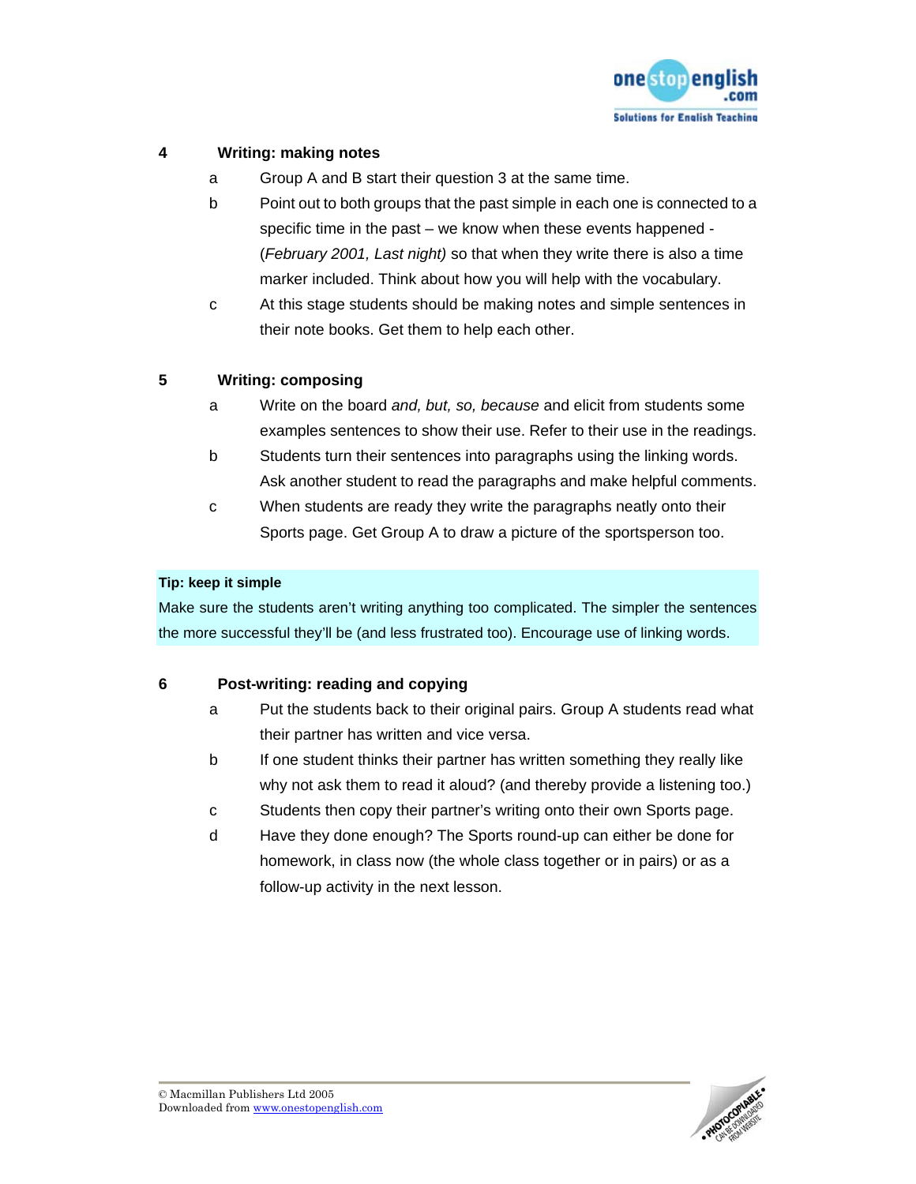## 4 Writing: making notes

a. Group A and B start their question 3 at the same time.

b. Point out to both groups that the past simple in each one is connected to a specific time in the past – we know when these events happened - (*February 2001, Last night)* so that when they write there is also a time marker included. Think about how you will help with the vocabulary.

c. At this stage students should be making notes and simple sentences in their note books. Get them to help each other.

## 5 Writing: composing

a. Write on the board *and, but, so, because* and elicit from students some examples sentences to show their use. Refer to their use in the readings.

b. Students turn their sentences into paragraphs using the linking words. Ask another student to read the paragraphs and make helpful comments.

c. When students are ready they write the paragraphs neatly onto their Sports page. Get Group A to draw a picture of the sportsperson too.

**Tip: keep it simple**

Make sure the students aren't writing anything too complicated. The simpler the sentences the more successful they'll be (and less frustrated too). Encourage use of linking words.

## 6 Post-writing: reading and copying

a. Put the students back to their original pairs. Group A students read what their partner has written and vice versa.

b. If one student thinks their partner has written something they really like why not ask them to read it aloud? (and thereby provide a listening too.)

c. Students then copy their partner's writing onto their own Sports page.

d. Have they done enough? The Sports round-up can either be done for homework, in class now (the whole class together or in pairs) or as a follow-up activity in the next lesson.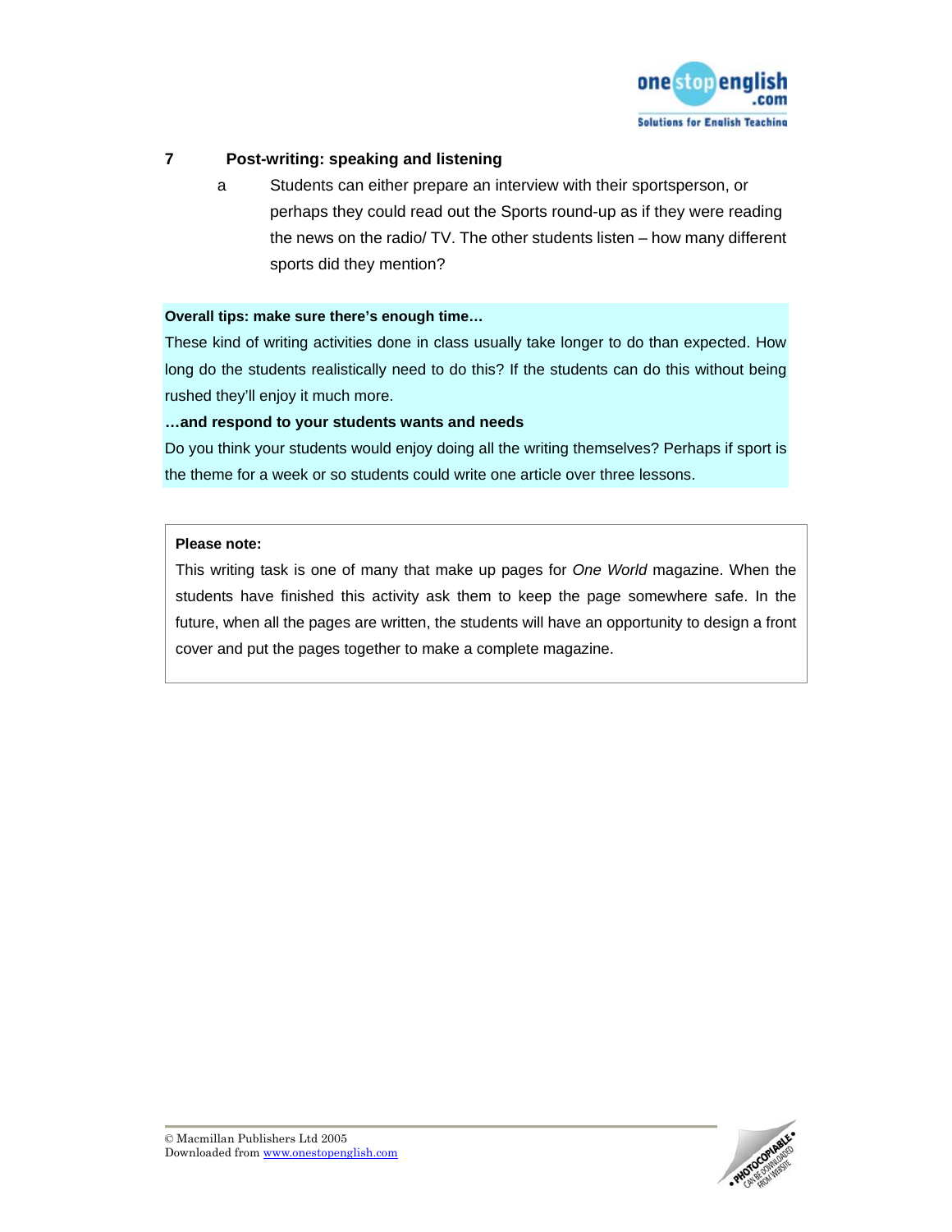**7 Post-writing: speaking and listening**

a Students can either prepare an interview with their sportsperson, or perhaps they could read out the Sports round-up as if they were reading the news on the radio/ TV. The other students listen – how many different sports did they mention?

**Overall tips: make sure there's enough time…**

These kind of writing activities done in class usually take longer to do than expected. How long do the students realistically need to do this? If the students can do this without being rushed they'll enjoy it much more.

**…and respond to your students wants and needs**

Do you think your students would enjoy doing all the writing themselves? Perhaps if sport is the theme for a week or so students could write one article over three lessons.

**Please note:**

This writing task is one of many that make up pages for *One World* magazine. When the students have finished this activity ask them to keep the page somewhere safe. In the future, when all the pages are written, the students will have an opportunity to design a front cover and put the pages together to make a complete magazine.